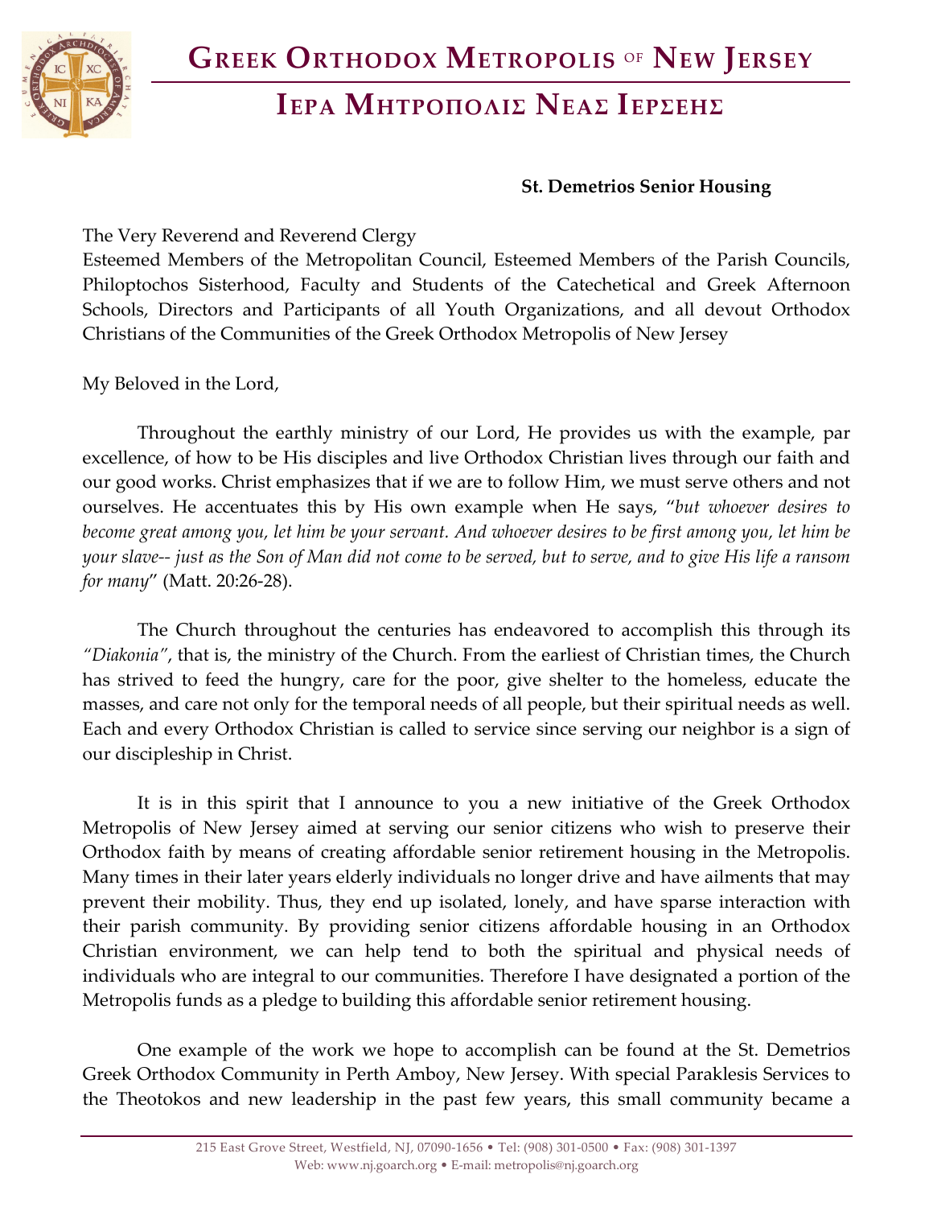# Greek Orthodox Metropolis of New Jersey

## Ιερα Μητροπολις Νεας Ιερσεης

**St. Demetrios Senior Housing**

The Very Reverend and Reverend Clergy
Esteemed Members of the Metropolitan Council, Esteemed Members of the Parish Councils, Philoptochos Sisterhood, Faculty and Students of the Catechetical and Greek Afternoon Schools, Directors and Participants of all Youth Organizations, and all devout Orthodox Christians of the Communities of the Greek Orthodox Metropolis of New Jersey

My Beloved in the Lord,

Throughout the earthly ministry of our Lord, He provides us with the example, par excellence, of how to be His disciples and live Orthodox Christian lives through our faith and our good works. Christ emphasizes that if we are to follow Him, we must serve others and not ourselves. He accentuates this by His own example when He says, "*but whoever desires to become great among you, let him be your servant. And whoever desires to be first among you, let him be your slave-- just as the Son of Man did not come to be served, but to serve, and to give His life a ransom for many*" (Matt. 20:26-28).

The Church throughout the centuries has endeavored to accomplish this through its *"Diakonia"*, that is, the ministry of the Church. From the earliest of Christian times, the Church has strived to feed the hungry, care for the poor, give shelter to the homeless, educate the masses, and care not only for the temporal needs of all people, but their spiritual needs as well. Each and every Orthodox Christian is called to service since serving our neighbor is a sign of our discipleship in Christ.

It is in this spirit that I announce to you a new initiative of the Greek Orthodox Metropolis of New Jersey aimed at serving our senior citizens who wish to preserve their Orthodox faith by means of creating affordable senior retirement housing in the Metropolis. Many times in their later years elderly individuals no longer drive and have ailments that may prevent their mobility. Thus, they end up isolated, lonely, and have sparse interaction with their parish community. By providing senior citizens affordable housing in an Orthodox Christian environment, we can help tend to both the spiritual and physical needs of individuals who are integral to our communities. Therefore I have designated a portion of the Metropolis funds as a pledge to building this affordable senior retirement housing.

One example of the work we hope to accomplish can be found at the St. Demetrios Greek Orthodox Community in Perth Amboy, New Jersey. With special Paraklesis Services to the Theotokos and new leadership in the past few years, this small community became a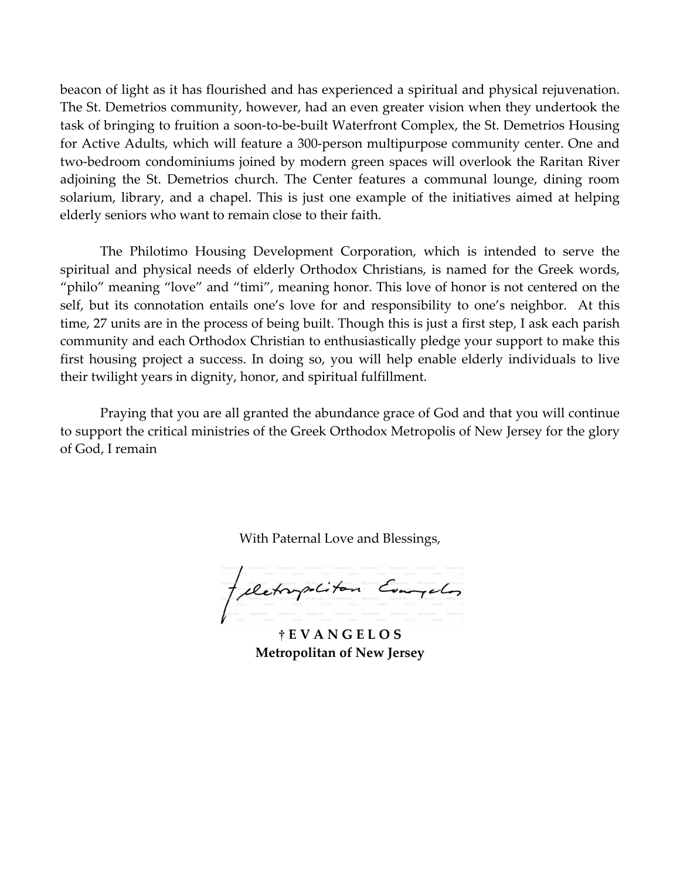beacon of light as it has flourished and has experienced a spiritual and physical rejuvenation. The St. Demetrios community, however, had an even greater vision when they undertook the task of bringing to fruition a soon-to-be-built Waterfront Complex, the St. Demetrios Housing for Active Adults, which will feature a 300-person multipurpose community center. One and two-bedroom condominiums joined by modern green spaces will overlook the Raritan River adjoining the St. Demetrios church. The Center features a communal lounge, dining room solarium, library, and a chapel. This is just one example of the initiatives aimed at helping elderly seniors who want to remain close to their faith.

The Philotimo Housing Development Corporation, which is intended to serve the spiritual and physical needs of elderly Orthodox Christians, is named for the Greek words, "philo" meaning "love" and "timi", meaning honor. This love of honor is not centered on the self, but its connotation entails one's love for and responsibility to one's neighbor. At this time, 27 units are in the process of being built. Though this is just a first step, I ask each parish community and each Orthodox Christian to enthusiastically pledge your support to make this first housing project a success. In doing so, you will help enable elderly individuals to live their twilight years in dignity, honor, and spiritual fulfillment.

Praying that you are all granted the abundance grace of God and that you will continue to support the critical ministries of the Greek Orthodox Metropolis of New Jersey for the glory of God, I remain

With Paternal Love and Blessings,

†Metropolitan Evangelos

**† E V A N G E L O S**
**Metropolitan of New Jersey**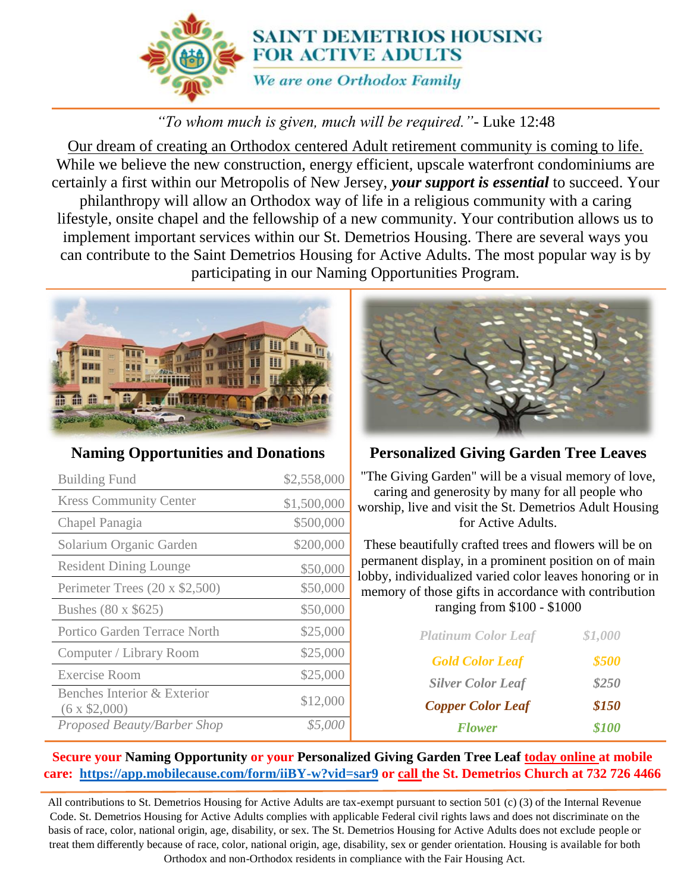# SAINT DEMETRIOS HOUSING FOR ACTIVE ADULTS

*We are one Orthodox Family*

*"To whom much is given, much will be required."*- Luke 12:48

Our dream of creating an Orthodox centered Adult retirement community is coming to life. While we believe the new construction, energy efficient, upscale waterfront condominiums are certainly a first within our Metropolis of New Jersey, ***your support is essential*** to succeed. Your philanthropy will allow an Orthodox way of life in a religious community with a caring lifestyle, onsite chapel and the fellowship of a new community. Your contribution allows us to implement important services within our St. Demetrios Housing. There are several ways you can contribute to the Saint Demetrios Housing for Active Adults. The most popular way is by participating in our Naming Opportunities Program.

## Naming Opportunities and Donations

| Building Fund | $2,558,000 |
|---|---|
| Kress Community Center | $1,500,000 |
| Chapel Panagia | $500,000 |
| Solarium Organic Garden | $200,000 |
| Resident Dining Lounge | $50,000 |
| Perimeter Trees (20 x $2,500) | $50,000 |
| Bushes (80 x $625) | $50,000 |
| Portico Garden Terrace North | $25,000 |
| Computer / Library Room | $25,000 |
| Exercise Room | $25,000 |
| Benches Interior & Exterior (6 x $2,000) | $12,000 |
| *Proposed Beauty/Barber Shop* | *$5,000* |

## Personalized Giving Garden Tree Leaves

"The Giving Garden" will be a visual memory of love, caring and generosity by many for all people who worship, live and visit the St. Demetrios Adult Housing for Active Adults.

These beautifully crafted trees and flowers will be on permanent display, in a prominent position on of main lobby, individualized varied color leaves honoring or in memory of those gifts in accordance with contribution ranging from $100 - $1000

| | |
|---|---|
| *Platinum Color Leaf* | *$1,000* |
| ***Gold Color Leaf*** | ***$500*** |
| ***Silver Color Leaf*** | ***$250*** |
| ***Copper Color Leaf*** | ***$150*** |
| ***Flower*** | ***$100*** |

**Secure your Naming Opportunity or your Personalized Giving Garden Tree Leaf today online at mobile care: https://app.mobilecause.com/form/iiBY-w?vid=sar9 or call the St. Demetrios Church at 732 726 4466**

All contributions to St. Demetrios Housing for Active Adults are tax-exempt pursuant to section 501 (c) (3) of the Internal Revenue Code. St. Demetrios Housing for Active Adults complies with applicable Federal civil rights laws and does not discriminate on the basis of race, color, national origin, age, disability, or sex. The St. Demetrios Housing for Active Adults does not exclude people or treat them differently because of race, color, national origin, age, disability, sex or gender orientation. Housing is available for both Orthodox and non-Orthodox residents in compliance with the Fair Housing Act.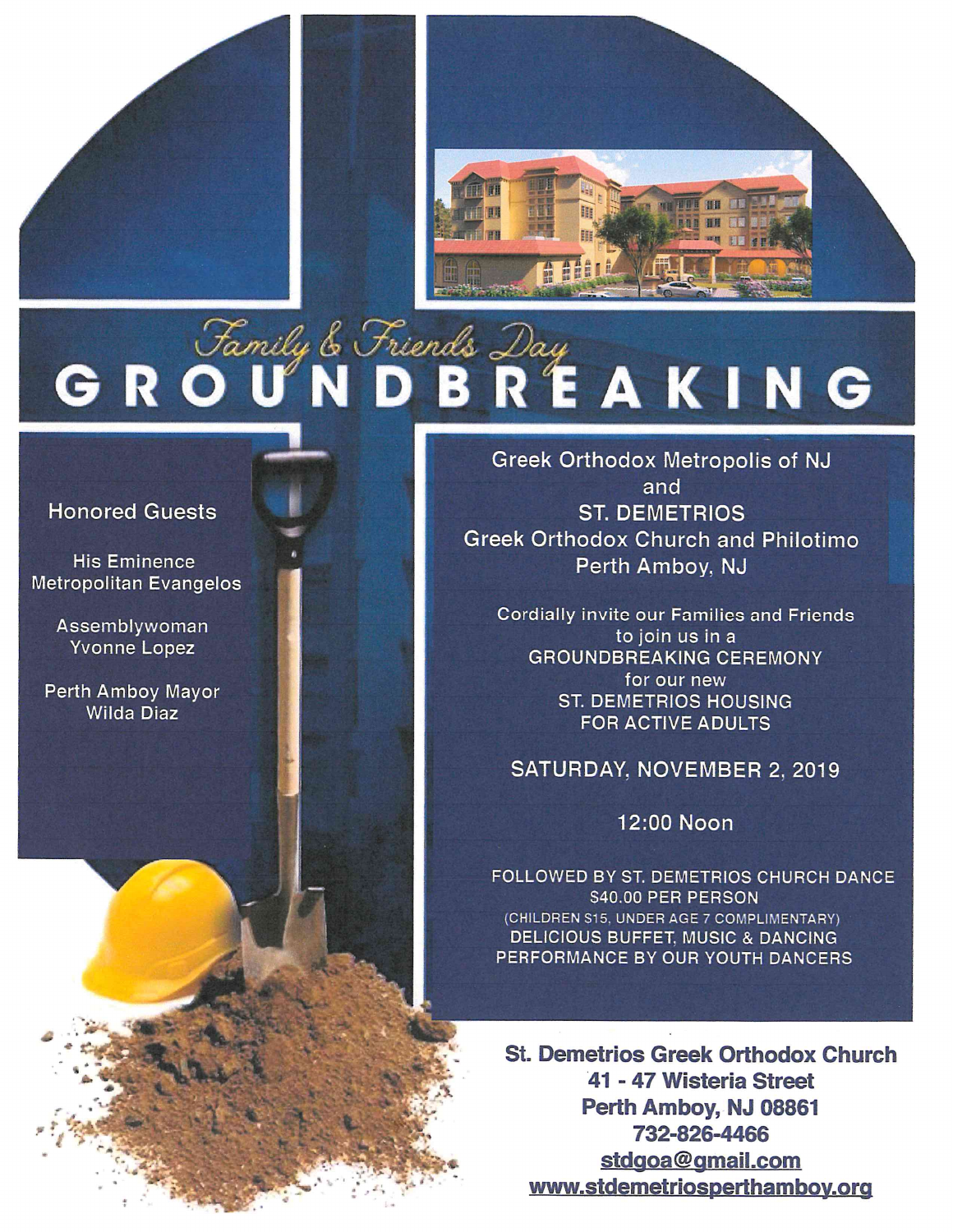*Family & Friends Day*

# GROUNDBREAKING

## Honored Guests

His Eminence
Metropolitan Evangelos

Assemblywoman
Yvonne Lopez

Perth Amboy Mayor
Wilda Diaz

Greek Orthodox Metropolis of NJ
and
ST. DEMETRIOS
Greek Orthodox Church and Philotimo
Perth Amboy, NJ

Cordially invite our Families and Friends
to join us in a
GROUNDBREAKING CEREMONY
for our new
ST. DEMETRIOS HOUSING
FOR ACTIVE ADULTS

SATURDAY, NOVEMBER 2, 2019

12:00 Noon

FOLLOWED BY ST. DEMETRIOS CHURCH DANCE
$40.00 PER PERSON
(CHILDREN $15, UNDER AGE 7 COMPLIMENTARY)
DELICIOUS BUFFET, MUSIC & DANCING
PERFORMANCE BY OUR YOUTH DANCERS

**St. Demetrios Greek Orthodox Church**
**41 - 47 Wisteria Street**
**Perth Amboy, NJ 08861**
**732-826-4466**
**stdgoa@gmail.com**
**www.stdemetriosperthamboy.org**